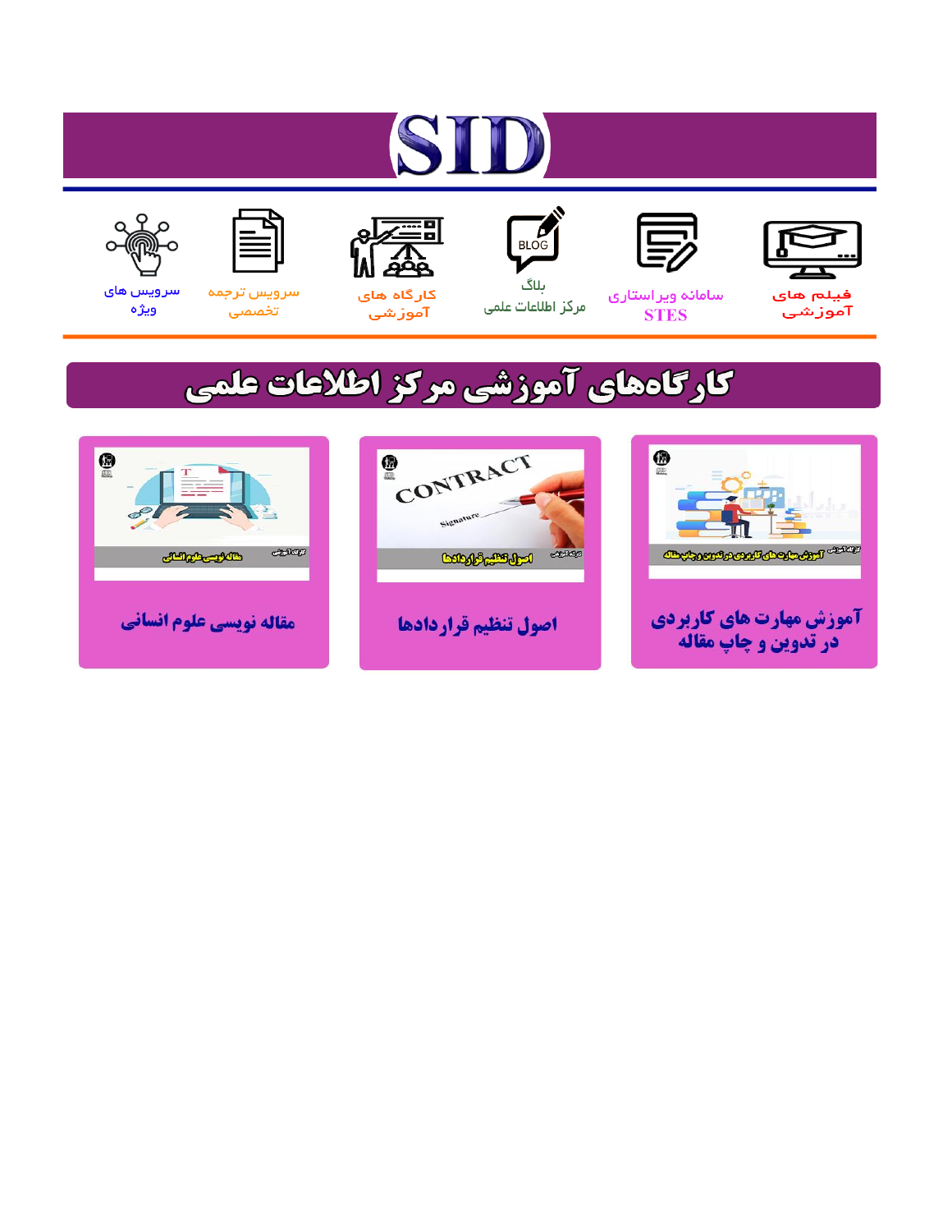# SID

فیلم های آموزشی

سامانه ویراستاری STES

بلاگ مرکز اطلاعات علمی

کارگاه های آموزشی

سرویس ترجمه تخصصی

سرویس های ویژه

## کارگاه‌های آموزشی مرکز اطلاعات علمی

آموزش مهارت های کاربردی در تدوین و چاپ مقاله

اصول تنظیم قراردادها

مقاله نویسی علوم انسانی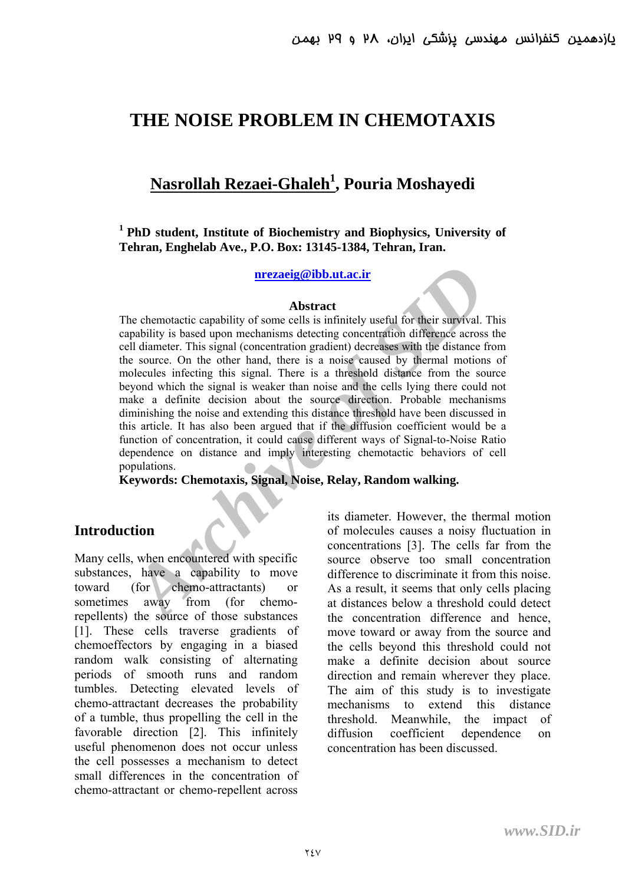// Non-transcription instructions in this conversation: none were present; the page's own content is all that will be transcribed.
# THE NOISE PROBLEM IN CHEMOTAXIS

## Nasrollah Rezaei-Ghaleh[1], Pouria Moshayedi

**[1] PhD student, Institute of Biochemistry and Biophysics, University of Tehran, Enghelab Ave., P.O. Box: 13145-1384, Tehran, Iran.**

nrezaeig@ibb.ut.ac.ir

### Abstract

The chemotactic capability of some cells is infinitely useful for their survival. This capability is based upon mechanisms detecting concentration difference across the cell diameter. This signal (concentration gradient) decreases with the distance from the source. On the other hand, there is a noise caused by thermal motions of molecules infecting this signal. There is a threshold distance from the source beyond which the signal is weaker than noise and the cells lying there could not make a definite decision about the source direction. Probable mechanisms diminishing the noise and extending this distance threshold have been discussed in this article. It has also been argued that if the diffusion coefficient would be a function of concentration, it could cause different ways of Signal-to-Noise Ratio dependence on distance and imply interesting chemotactic behaviors of cell populations.

**Keywords: Chemotaxis, Signal, Noise, Relay, Random walking.**

## Introduction

Many cells, when encountered with specific substances, have a capability to move toward (for chemo-attractants) or sometimes away from (for chemo-repellents) the source of those substances [1]. These cells traverse gradients of chemoeffectors by engaging in a biased random walk consisting of alternating periods of smooth runs and random tumbles. Detecting elevated levels of chemo-attractant decreases the probability of a tumble, thus propelling the cell in the favorable direction [2]. This infinitely useful phenomenon does not occur unless the cell possesses a mechanism to detect small differences in the concentration of chemo-attractant or chemo-repellent across its diameter. However, the thermal motion of molecules causes a noisy fluctuation in concentrations [3]. The cells far from the source observe too small concentration difference to discriminate it from this noise. As a result, it seems that only cells placing at distances below a threshold could detect the concentration difference and hence, move toward or away from the source and the cells beyond this threshold could not make a definite decision about source direction and remain wherever they place. The aim of this study is to investigate mechanisms to extend this distance threshold. Meanwhile, the impact of diffusion coefficient dependence on concentration has been discussed.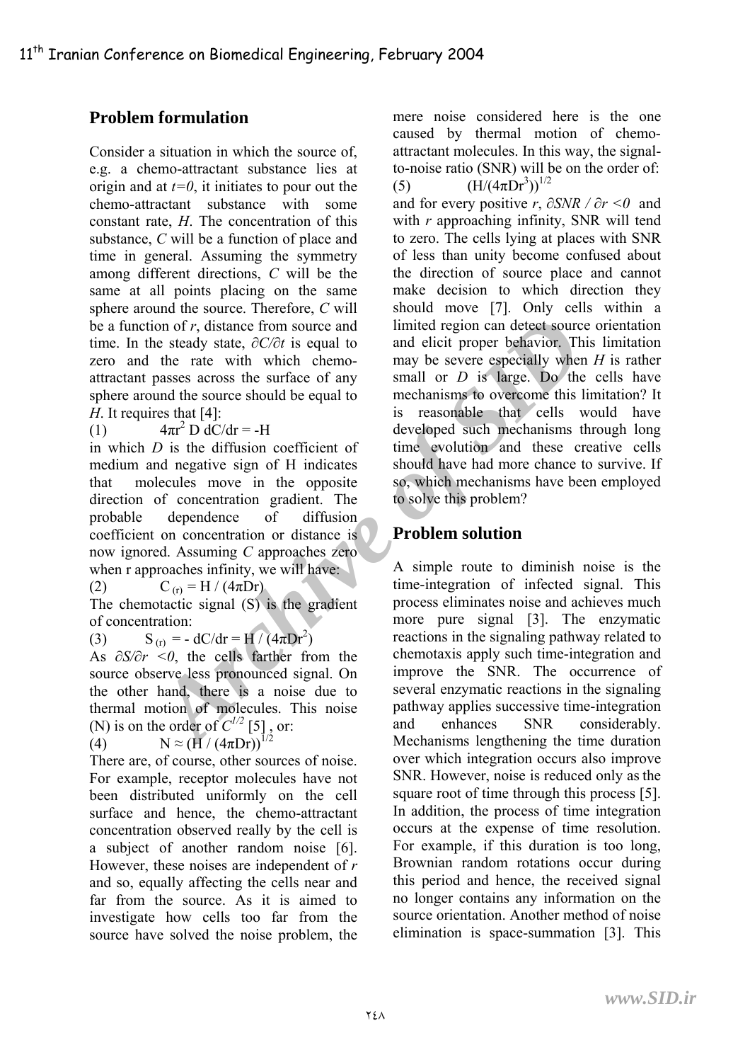## Problem formulation

Consider a situation in which the source of, e.g. a chemo-attractant substance lies at origin and at $t=0$, it initiates to pour out the chemo-attractant substance with some constant rate, $H$. The concentration of this substance, $C$ will be a function of place and time in general. Assuming the symmetry among different directions, $C$ will be the same at all points placing on the same sphere around the source. Therefore, $C$ will be a function of $r$, distance from source and time. In the steady state, $\partial C/\partial t$ is equal to zero and the rate with which chemo-attractant passes across the surface of any sphere around the source should be equal to $H$. It requires that [4]:

(1) $$4\pi r^2 D \, dC/dr = -H$$

in which $D$ is the diffusion coefficient of medium and negative sign of H indicates that molecules move in the opposite direction of concentration gradient. The probable dependence of diffusion coefficient on concentration or distance is now ignored. Assuming $C$ approaches zero when r approaches infinity, we will have:

(2) $$C_{(r)} = H / (4\pi Dr)$$

The chemotactic signal (S) is the gradient of concentration:

(3) $$S_{(r)} = - dC/dr = H / (4\pi Dr^2)$$

As $\partial S/\partial r < 0$, the cells farther from the source observe less pronounced signal. On the other hand, there is a noise due to thermal motion of molecules. This noise (N) is on the order of $C^{1/2}$ [5], or:

(4) $$N \approx (H / (4\pi Dr))^{1/2}$$

There are, of course, other sources of noise. For example, receptor molecules have not been distributed uniformly on the cell surface and hence, the chemo-attractant concentration observed really by the cell is a subject of another random noise [6]. However, these noises are independent of $r$ and so, equally affecting the cells near and far from the source. As it is aimed to investigate how cells too far from the source have solved the noise problem, the mere noise considered here is the one caused by thermal motion of chemo-attractant molecules. In this way, the signal-to-noise ratio (SNR) will be on the order of:

(5) $$(H/(4\pi Dr^3))^{1/2}$$

and for every positive $r$, $\partial SNR / \partial r < 0$ and with $r$ approaching infinity, SNR will tend to zero. The cells lying at places with SNR of less than unity become confused about the direction of source place and cannot make decision to which direction they should move [7]. Only cells within a limited region can detect source orientation and elicit proper behavior. This limitation may be severe especially when $H$ is rather small or $D$ is large. Do the cells have mechanisms to overcome this limitation? It is reasonable that cells would have developed such mechanisms through long time evolution and these creative cells should have had more chance to survive. If so, which mechanisms have been employed to solve this problem?

## Problem solution

A simple route to diminish noise is the time-integration of infected signal. This process eliminates noise and achieves much more pure signal [3]. The enzymatic reactions in the signaling pathway related to chemotaxis apply such time-integration and improve the SNR. The occurrence of several enzymatic reactions in the signaling pathway applies successive time-integration and enhances SNR considerably. Mechanisms lengthening the time duration over which integration occurs also improve SNR. However, noise is reduced only as the square root of time through this process [5]. In addition, the process of time integration occurs at the expense of time resolution. For example, if this duration is too long, Brownian random rotations occur during this period and hence, the received signal no longer contains any information on the source orientation. Another method of noise elimination is space-summation [3]. This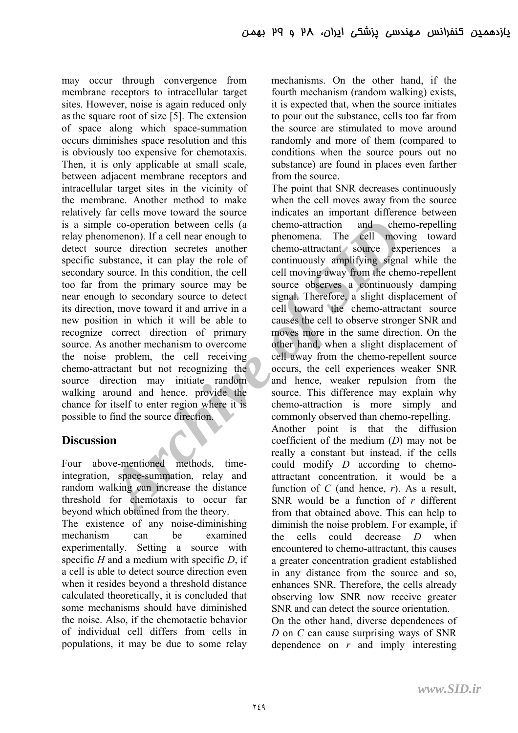may occur through convergence from membrane receptors to intracellular target sites. However, noise is again reduced only as the square root of size [5]. The extension of space along which space-summation occurs diminishes space resolution and this is obviously too expensive for chemotaxis. Then, it is only applicable at small scale, between adjacent membrane receptors and intracellular target sites in the vicinity of the membrane. Another method to make relatively far cells move toward the source is a simple co-operation between cells (a relay phenomenon). If a cell near enough to detect source direction secretes another specific substance, it can play the role of secondary source. In this condition, the cell too far from the primary source may be near enough to secondary source to detect its direction, move toward it and arrive in a new position in which it will be able to recognize correct direction of primary source. As another mechanism to overcome the noise problem, the cell receiving chemo-attractant but not recognizing the source direction may initiate random walking around and hence, provide the chance for itself to enter region where it is possible to find the source direction.

## Discussion

Four above-mentioned methods, time-integration, space-summation, relay and random walking can increase the distance threshold for chemotaxis to occur far beyond which obtained from the theory.

The existence of any noise-diminishing mechanism can be examined experimentally. Setting a source with specific $H$ and a medium with specific $D$, if a cell is able to detect source direction even when it resides beyond a threshold distance calculated theoretically, it is concluded that some mechanisms should have diminished the noise. Also, if the chemotactic behavior of individual cell differs from cells in populations, it may be due to some relay mechanisms. On the other hand, if the fourth mechanism (random walking) exists, it is expected that, when the source initiates to pour out the substance, cells too far from the source are stimulated to move around randomly and more of them (compared to conditions when the source pours out no substance) are found in places even farther from the source.

The point that SNR decreases continuously when the cell moves away from the source indicates an important difference between chemo-attraction and chemo-repelling phenomena. The cell moving toward chemo-attractant source experiences a continuously amplifying signal while the cell moving away from the chemo-repellent source observes a continuously damping signal. Therefore, a slight displacement of cell toward the chemo-attractant source causes the cell to observe stronger SNR and moves more in the same direction. On the other hand, when a slight displacement of cell away from the chemo-repellent source occurs, the cell experiences weaker SNR and hence, weaker repulsion from the source. This difference may explain why chemo-attraction is more simply and commonly observed than chemo-repelling.

Another point is that the diffusion coefficient of the medium ($D$) may not be really a constant but instead, if the cells could modify $D$ according to chemo-attractant concentration, it would be a function of $C$ (and hence, $r$). As a result, SNR would be a function of $r$ different from that obtained above. This can help to diminish the noise problem. For example, if the cells could decrease $D$ when encountered to chemo-attractant, this causes a greater concentration gradient established in any distance from the source and so, enhances SNR. Therefore, the cells already observing low SNR now receive greater SNR and can detect the source orientation.

On the other hand, diverse dependences of $D$ on $C$ can cause surprising ways of SNR dependence on $r$ and imply interesting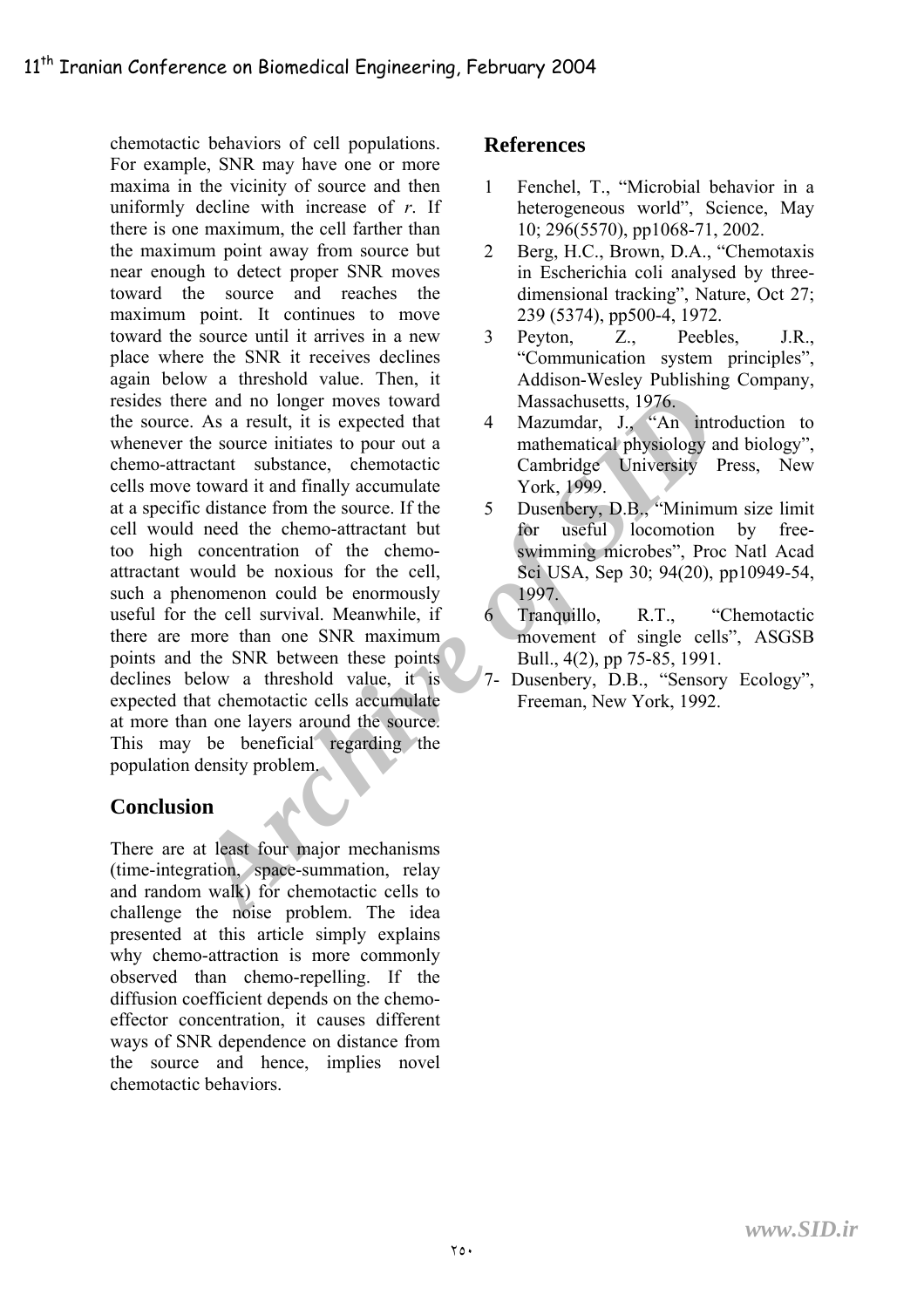chemotactic behaviors of cell populations. For example, SNR may have one or more maxima in the vicinity of source and then uniformly decline with increase of $r$. If there is one maximum, the cell farther than the maximum point away from source but near enough to detect proper SNR moves toward the source and reaches the maximum point. It continues to move toward the source until it arrives in a new place where the SNR it receives declines again below a threshold value. Then, it resides there and no longer moves toward the source. As a result, it is expected that whenever the source initiates to pour out a chemo-attractant substance, chemotactic cells move toward it and finally accumulate at a specific distance from the source. If the cell would need the chemo-attractant but too high concentration of the chemo-attractant would be noxious for the cell, such a phenomenon could be enormously useful for the cell survival. Meanwhile, if there are more than one SNR maximum points and the SNR between these points declines below a threshold value, it is expected that chemotactic cells accumulate at more than one layers around the source. This may be beneficial regarding the population density problem.

## Conclusion

There are at least four major mechanisms (time-integration, space-summation, relay and random walk) for chemotactic cells to challenge the noise problem. The idea presented at this article simply explains why chemo-attraction is more commonly observed than chemo-repelling. If the diffusion coefficient depends on the chemo-effector concentration, it causes different ways of SNR dependence on distance from the source and hence, implies novel chemotactic behaviors.

## References

1 Fenchel, T., "Microbial behavior in a heterogeneous world", Science, May 10; 296(5570), pp1068-71, 2002.

2 Berg, H.C., Brown, D.A., "Chemotaxis in Escherichia coli analysed by three-dimensional tracking", Nature, Oct 27; 239 (5374), pp500-4, 1972.

3 Peyton, Z., Peebles, J.R., "Communication system principles", Addison-Wesley Publishing Company, Massachusetts, 1976.

4 Mazumdar, J., "An introduction to mathematical physiology and biology", Cambridge University Press, New York, 1999.

5 Dusenbery, D.B., "Minimum size limit for useful locomotion by free-swimming microbes", Proc Natl Acad Sci USA, Sep 30; 94(20), pp10949-54, 1997.

6 Tranquillo, R.T., "Chemotactic movement of single cells", ASGSB Bull., 4(2), pp 75-85, 1991.

7- Dusenbery, D.B., "Sensory Ecology", Freeman, New York, 1992.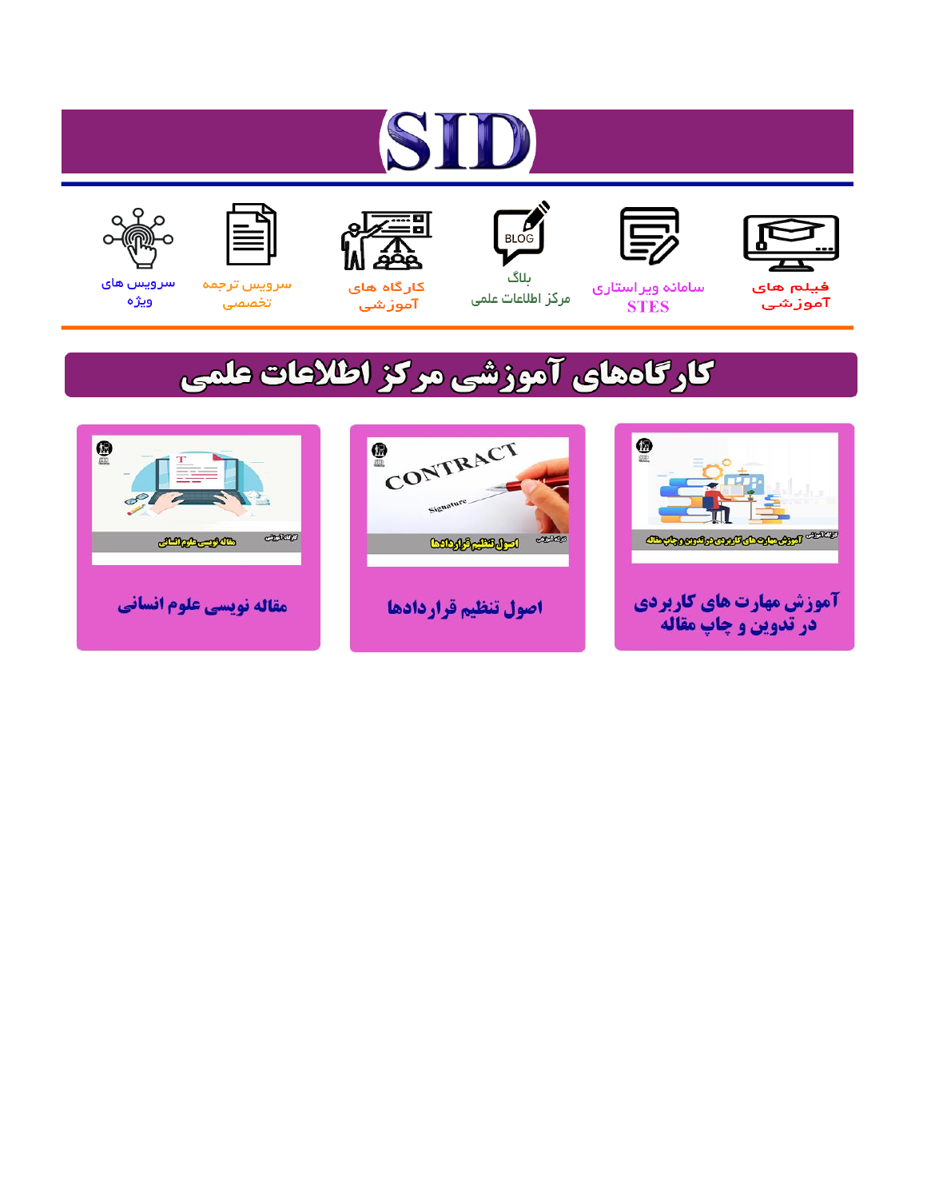# SID

فیلم های آموزشی

سامانه ویراستاری STES

بلاگ مرکز اطلاعات علمی

کارگاه های آموزشی

سرویس ترجمه تخصصی

سرویس های ویژه

## کارگاه‌های آموزشی مرکز اطلاعات علمی

آموزش مهارت های کاربردی در تدوین و چاپ مقاله

اصول تنظیم قراردادها

مقاله نویسی علوم انسانی